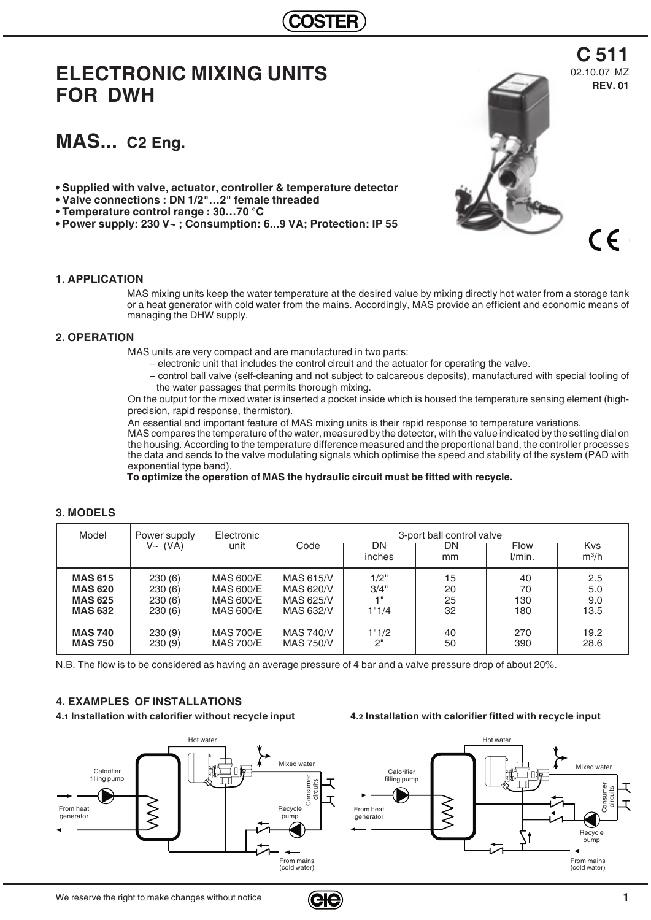# ELECTRONIC MIXING UNITS FOR DWH

**C 511**
02.10.07 MZ
**REV. 01**

## MAS... C2 Eng.

- **Supplied with valve, actuator, controller & temperature detector**
- **Valve connections : DN 1/2"…2" female threaded**
- **Temperature control range : 30…70 °C**
- **Power supply: 230 V~ ; Consumption: 6...9 VA; Protection: IP 55**

### 1. APPLICATION

MAS mixing units keep the water temperature at the desired value by mixing directly hot water from a storage tank or a heat generator with cold water from the mains. Accordingly, MAS provide an efficient and economic means of managing the DHW supply.

### 2. OPERATION

MAS units are very compact and are manufactured in two parts:

– electronic unit that includes the control circuit and the actuator for operating the valve.
– control ball valve (self-cleaning and not subject to calcareous deposits), manufactured with special tooling of the water passages that permits thorough mixing.

On the output for the mixed water is inserted a pocket inside which is housed the temperature sensing element (high-precision, rapid response, thermistor).

An essential and important feature of MAS mixing units is their rapid response to temperature variations.

MAS compares the temperature of the water, measured by the detector, with the value indicated by the setting dial on the housing. According to the temperature difference measured and the proportional band, the controller processes the data and sends to the valve modulating signals which optimise the speed and stability of the system (PAD with exponential type band).

**To optimize the operation of MAS the hydraulic circuit must be fitted with recycle.**

### 3. MODELS

| Model | Power supply V~ (VA) | Electronic unit | 3-port ball control valve | | | | |
|---|---|---|---|---|---|---|---|
| | | | Code | DN inches | DN mm | Flow l/min. | Kvs $m^3/h$ |
| **MAS 615** | 230 (6) | MAS 600/E | MAS 615/V | 1/2" | 15 | 40 | 2.5 |
| **MAS 620** | 230 (6) | MAS 600/E | MAS 620/V | 3/4" | 20 | 70 | 5.0 |
| **MAS 625** | 230 (6) | MAS 600/E | MAS 625/V | 1" | 25 | 130 | 9.0 |
| **MAS 632** | 230 (6) | MAS 600/E | MAS 632/V | 1"1/4 | 32 | 180 | 13.5 |
| **MAS 740** | 230 (9) | MAS 700/E | MAS 740/V | 1"1/2 | 40 | 270 | 19.2 |
| **MAS 750** | 230 (9) | MAS 700/E | MAS 750/V | 2" | 50 | 390 | 28.6 |

N.B. The flow is to be considered as having an average pressure of 4 bar and a valve pressure drop of about 20%.

### 4. EXAMPLES OF INSTALLATIONS

**4.1 Installation with calorifier without recycle input**

Hot water — Mixed water — Calorifier filling pump — From heat generator — Consumer circuits — Recycle pump — From mains (cold water)

**4.2 Installation with calorifier fitted with recycle input**

Hot water — Mixed water — Calorifier filling pump — From heat generator — Consumer circuits — Recycle pump — From mains (cold water)

We reserve the right to make changes without notice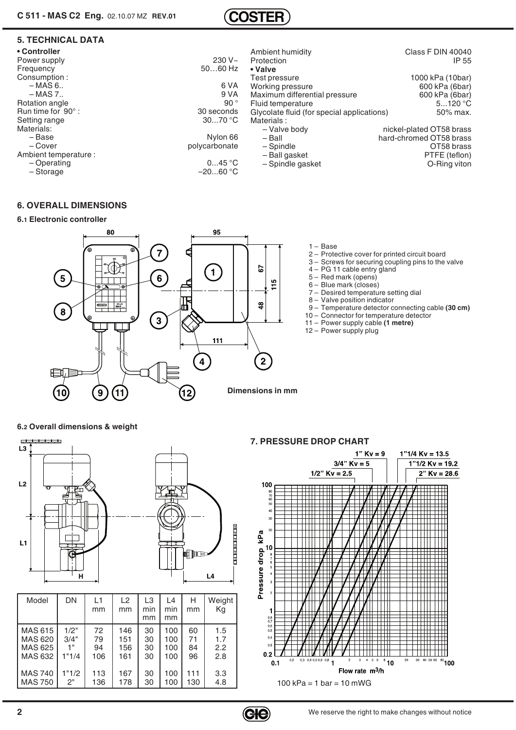## 5. TECHNICAL DATA

**• Controller**

| | |
|---|---|
| Power supply | 230 V~ |
| Frequency | 50…60 Hz |
| Consumption : | |
| – MAS 6.. | 6 VA |
| – MAS 7.. | 9 VA |
| Rotation angle | 90 ° |
| Run time for 90° : | 30 seconds |
| Setting range | 30...70 °C |
| Materials: | |
| – Base | Nylon 66 |
| – Cover | polycarbonate |
| Ambient temperature : | |
| – Operating | 0...45 °C |
| – Storage | –20...60 °C |
| Ambient humidity | Class F DIN 40040 |
| Protection | IP 55 |

**• Valve**

| | |
|---|---|
| Test pressure | 1000 kPa (10bar) |
| Working pressure | 600 kPa (6bar) |
| Maximum differential pressure | 600 kPa (6bar) |
| Fluid temperature | 5...120 °C |
| Glycolate fluid (for special applications) | 50% max. |
| Materials : | |
| – Valve body | nickel-plated OT58 brass |
| – Ball | hard-chromed OT58 brass |
| – Spindle | OT58 brass |
| – Ball gasket | PTFE (teflon) |
| – Spindle gasket | O-Ring viton |

## 6. OVERALL DIMENSIONS

### 6.1 Electronic controller

1 – Base
2 – Protective cover for printed circuit board
3 – Screws for securing coupling pins to the valve
4 – PG 11 cable entry gland
5 – Red mark (opens)
6 – Blue mark (closes)
7 – Desired temperature setting dial
8 – Valve position indicator
9 – Temperature detector connecting cable **(30 cm)**
10 – Connector for temperature detector
11 – Power supply cable **(1 metre)**
12 – Power supply plug

Dimensions in mm

### 6.2 Overall dimensions & weight

| Model | DN | L1 mm | L2 mm | L3 min mm | L4 min mm | H mm | Weight Kg |
|---|---|---|---|---|---|---|---|
| MAS 615 | 1/2" | 72 | 146 | 30 | 100 | 60 | 1.5 |
| MAS 620 | 3/4" | 79 | 151 | 30 | 100 | 71 | 1.7 |
| MAS 625 | 1" | 94 | 156 | 30 | 100 | 84 | 2.2 |
| MAS 632 | 1"1/4 | 106 | 161 | 30 | 100 | 96 | 2.8 |
| MAS 740 | 1"1/2 | 113 | 167 | 30 | 100 | 111 | 3.3 |
| MAS 750 | 2" | 136 | 178 | 30 | 100 | 130 | 4.8 |

## 7. PRESSURE DROP CHART

1/2" Kv = 2.5 — 3/4" Kv = 5 — 1" Kv = 9 — 1"1/4 Kv = 13.5 — 1"1/2 Kv = 19.2 — 2" Kv = 28.6

Pressure drop kPa / Flow rate m³/h

100 kPa = 1 bar = 10 mWG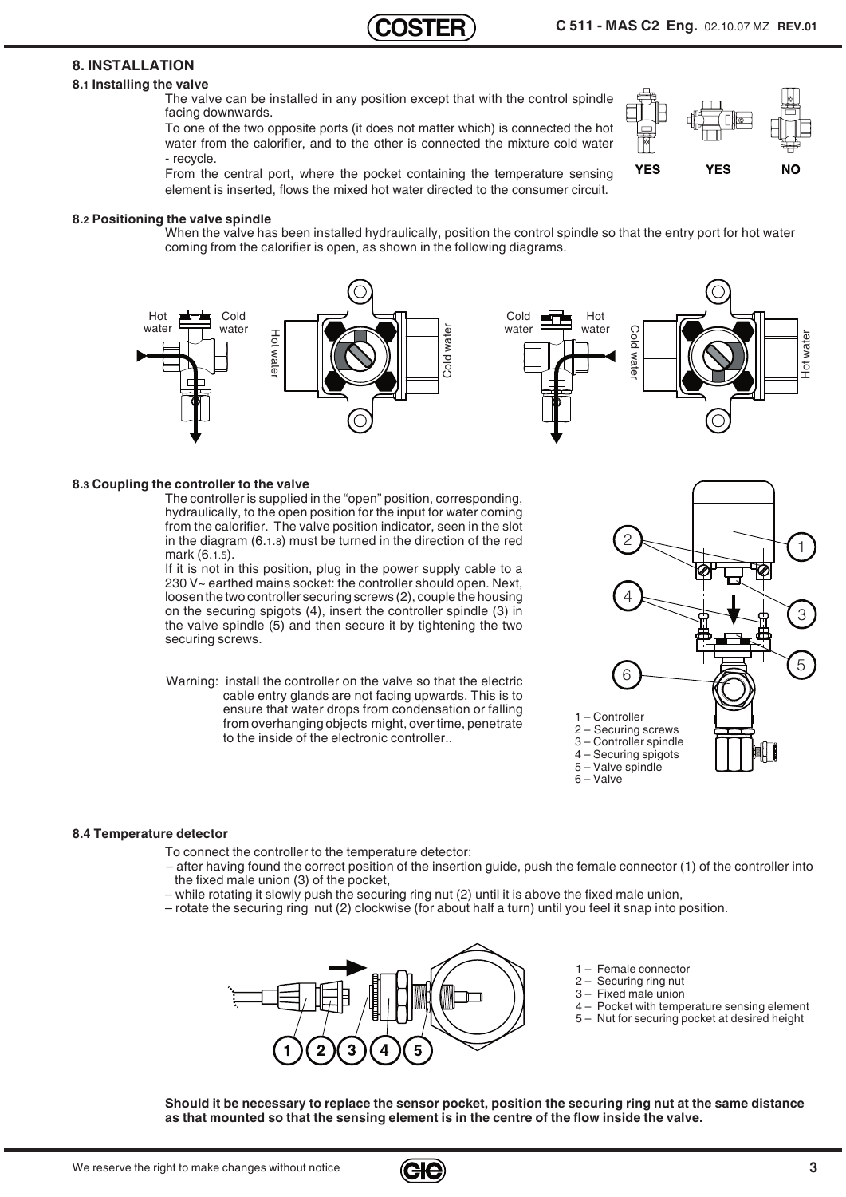## 8. INSTALLATION

### 8.1 Installing the valve

The valve can be installed in any position except that with the control spindle facing downwards.

To one of the two opposite ports (it does not matter which) is connected the hot water from the calorifier, and to the other is connected the mixture cold water - recycle.

From the central port, where the pocket containing the temperature sensing element is inserted, flows the mixed hot water directed to the consumer circuit.

YES YES NO

### 8.2 Positioning the valve spindle

When the valve has been installed hydraulically, position the control spindle so that the entry port for hot water coming from the calorifier is open, as shown in the following diagrams.

Hot water | Cold water | Hot water | Cold water | Cold water | Hot water | Cold water | Hot water

### 8.3 Coupling the controller to the valve

The controller is supplied in the "open" position, corresponding, hydraulically, to the open position for the input for water coming from the calorifier. The valve position indicator, seen in the slot in the diagram (6.1.8) must be turned in the direction of the red mark (6.1.5).

If it is not in this position, plug in the power supply cable to a 230 V~ earthed mains socket: the controller should open. Next, loosen the two controller securing screws (2), couple the housing on the securing spigots (4), insert the controller spindle (3) in the valve spindle (5) and then secure it by tightening the two securing screws.

Warning: install the controller on the valve so that the electric cable entry glands are not facing upwards. This is to ensure that water drops from condensation or falling from overhanging objects might, over time, penetrate to the inside of the electronic controller..

1 – Controller
2 – Securing screws
3 – Controller spindle
4 – Securing spigots
5 – Valve spindle
6 – Valve

### 8.4 Temperature detector

To connect the controller to the temperature detector:

– after having found the correct position of the insertion guide, push the female connector (1) of the controller into the fixed male union (3) of the pocket,
– while rotating it slowly push the securing ring nut (2) until it is above the fixed male union,
– rotate the securing ring nut (2) clockwise (for about half a turn) until you feel it snap into position.

1 – Female connector
2 – Securing ring nut
3 – Fixed male union
4 – Pocket with temperature sensing element
5 – Nut for securing pocket at desired height

**Should it be necessary to replace the sensor pocket, position the securing ring nut at the same distance as that mounted so that the sensing element is in the centre of the flow inside the valve.**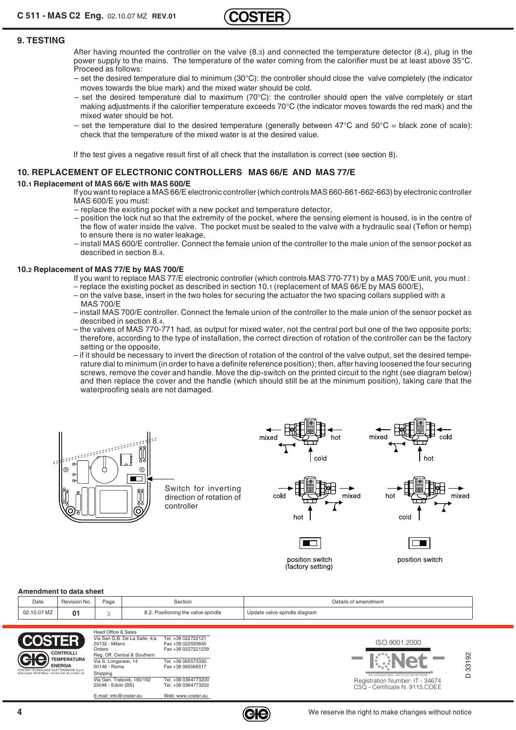## 9. TESTING

After having mounted the controller on the valve (8.3) and connected the temperature detector (8.4), plug in the power supply to the mains. The temperature of the water coming from the calorifier must be at least above 35°C. Proceed as follows:

– set the desired temperature dial to minimum (30°C): the controller should close the valve completely (the indicator moves towards the blue mark) and the mixed water should be cold.
– set the desired temperature dial to maximum (70°C): the controller should open the valve completely or start making adjustments if the calorifier temperature exceeds 70°C (the indicator moves towards the red mark) and the mixed water should be hot.
– set the temperature dial to the desired temperature (generally between 47°C and 50°C = black zone of scale): check that the temperature of the mixed water is at the desired value.

If the test gives a negative result first of all check that the installation is correct (see section 8).

## 10. REPLACEMENT OF ELECTRONIC CONTROLLERS MAS 66/E AND MAS 77/E

### 10.1 Replacement of MAS 66/E with MAS 600/E

If you want to replace a MAS 66/E electronic controller (which controls MAS 660-661-662-663) by electronic controller MAS 600/E you must:

– replace the existing pocket with a new pocket and temperature detector,
– position the lock nut so that the extremity of the pocket, where the sensing element is housed, is in the centre of the flow of water inside the valve. The pocket must be sealed to the valve with a hydraulic seal (Teflon or hemp) to ensure there is no water leakage,
– install MAS 600/E controller. Connect the female union of the controller to the male union of the sensor pocket as described in section 8.4.

### 10.2 Replacement of MAS 77/E by MAS 700/E

If you want to replace MAS 77/E electronic controller (which controls MAS 770-771) by a MAS 700/E unit, you must :

– replace the existing pocket as described in section 10.1 (replacement of MAS 66/E by MAS 600/E),
– on the valve base, insert in the two holes for securing the actuator the two spacing collars supplied with a MAS 700/E
– install MAS 700/E controller. Connect the female union of the controller to the male union of the sensor pocket as described in section 8.4,
– the valves of MAS 770-771 had, as output for mixed water, not the central port but one of the two opposite ports; therefore, according to the type of installation, the correct direction of rotation of the controller can be the factory setting or the opposite,
– if it should be necessary to invert the direction of rotation of the control of the valve output, set the desired temperature dial to minimum (in order to have a definite reference position); then, after having loosened the four securing screws, remove the cover and handle. Move the dip-switch on the printed circuit to the right (see diagram below) and then replace the cover and the handle (which should still be at the minimum position), taking care that the waterproofing seals are not damaged.

Switch for inverting direction of rotation of controller

mixed hot cold | mixed cold hot

cold mixed hot | hot mixed cold

position switch (factory setting) | position switch

**Amendment to data sheet**

| Date | Revision No. | Page | Section | Details of amendment |
|---|---|---|---|---|
| 02.10.07 MZ | 01 | 3 | 8.2. Positioning the valve spindle | Update valve spindle diagram |

COSTER TECNOLOGIE ELETTRONICHE S.p.A.

Head Office & Sales
Via San G.B. De La Salle, 4/a, 20132 - Milano — Tel. +39 022722121, Fax +39 022593645
Orders — Fax +39 0227221239
Reg. Off. Central & Southern
Via S. Longanesi, 14, 00146 - Roma — Tel. +39 065573330, Fax +39 065566517
Shipping
Via Gen. Treboldi, 190/192, 25048 - Edolo (BS) — Tel. +39 0364773200, Fax +39 0364773202
E-mail: info@coster.eu — Web: www.coster.eu

ISO 9001:2000
Registration Number: IT - 34674
CSQ - Certificate N. 9115.COEE

D 33192

We reserve the right to make changes without notice